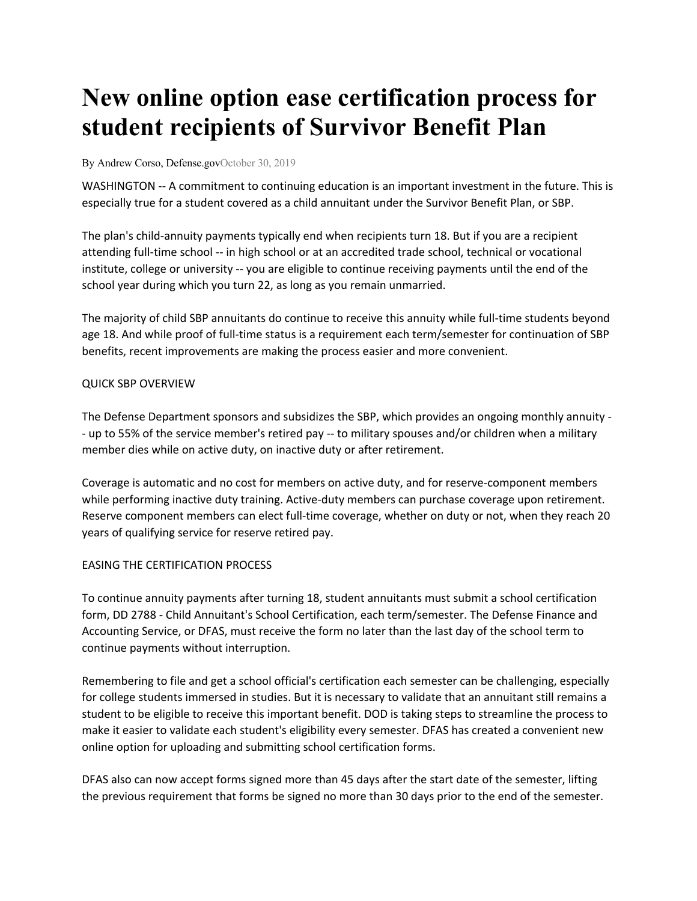# New online option ease certification process for student recipients of Survivor Benefit Plan

By Andrew Corso, Defense.govOctober 30, 2019

WASHINGTON -- A commitment to continuing education is an important investment in the future. This is especially true for a student covered as a child annuitant under the Survivor Benefit Plan, or SBP.

The plan's child-annuity payments typically end when recipients turn 18. But if you are a recipient attending full-time school -- in high school or at an accredited trade school, technical or vocational institute, college or university -- you are eligible to continue receiving payments until the end of the school year during which you turn 22, as long as you remain unmarried.

The majority of child SBP annuitants do continue to receive this annuity while full-time students beyond age 18. And while proof of full-time status is a requirement each term/semester for continuation of SBP benefits, recent improvements are making the process easier and more convenient.

QUICK SBP OVERVIEW

The Defense Department sponsors and subsidizes the SBP, which provides an ongoing monthly annuity -- up to 55% of the service member's retired pay -- to military spouses and/or children when a military member dies while on active duty, on inactive duty or after retirement.

Coverage is automatic and no cost for members on active duty, and for reserve-component members while performing inactive duty training. Active-duty members can purchase coverage upon retirement. Reserve component members can elect full-time coverage, whether on duty or not, when they reach 20 years of qualifying service for reserve retired pay.

EASING THE CERTIFICATION PROCESS

To continue annuity payments after turning 18, student annuitants must submit a school certification form, DD 2788 - Child Annuitant's School Certification, each term/semester. The Defense Finance and Accounting Service, or DFAS, must receive the form no later than the last day of the school term to continue payments without interruption.

Remembering to file and get a school official's certification each semester can be challenging, especially for college students immersed in studies. But it is necessary to validate that an annuitant still remains a student to be eligible to receive this important benefit. DOD is taking steps to streamline the process to make it easier to validate each student's eligibility every semester. DFAS has created a convenient new online option for uploading and submitting school certification forms.

DFAS also can now accept forms signed more than 45 days after the start date of the semester, lifting the previous requirement that forms be signed no more than 30 days prior to the end of the semester.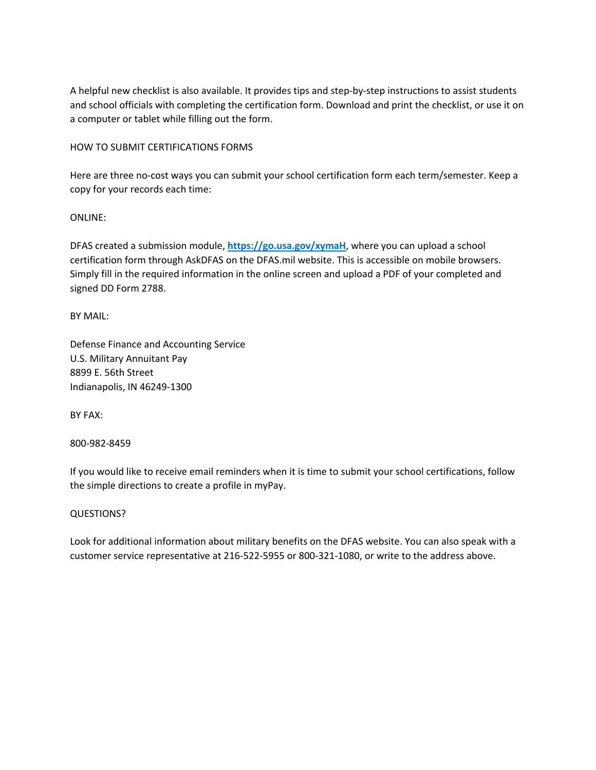A helpful new checklist is also available. It provides tips and step-by-step instructions to assist students and school officials with completing the certification form. Download and print the checklist, or use it on a computer or tablet while filling out the form.

## HOW TO SUBMIT CERTIFICATIONS FORMS

Here are three no-cost ways you can submit your school certification form each term/semester. Keep a copy for your records each time:

### ONLINE:

DFAS created a submission module, **[https://go.usa.gov/xymaH](https://go.usa.gov/xymaH)**, where you can upload a school certification form through AskDFAS on the DFAS.mil website. This is accessible on mobile browsers. Simply fill in the required information in the online screen and upload a PDF of your completed and signed DD Form 2788.

### BY MAIL:

Defense Finance and Accounting Service
U.S. Military Annuitant Pay
8899 E. 56th Street
Indianapolis, IN 46249-1300

### BY FAX:

800-982-8459

If you would like to receive email reminders when it is time to submit your school certifications, follow the simple directions to create a profile in myPay.

## QUESTIONS?

Look for additional information about military benefits on the DFAS website. You can also speak with a customer service representative at 216-522-5955 or 800-321-1080, or write to the address above.